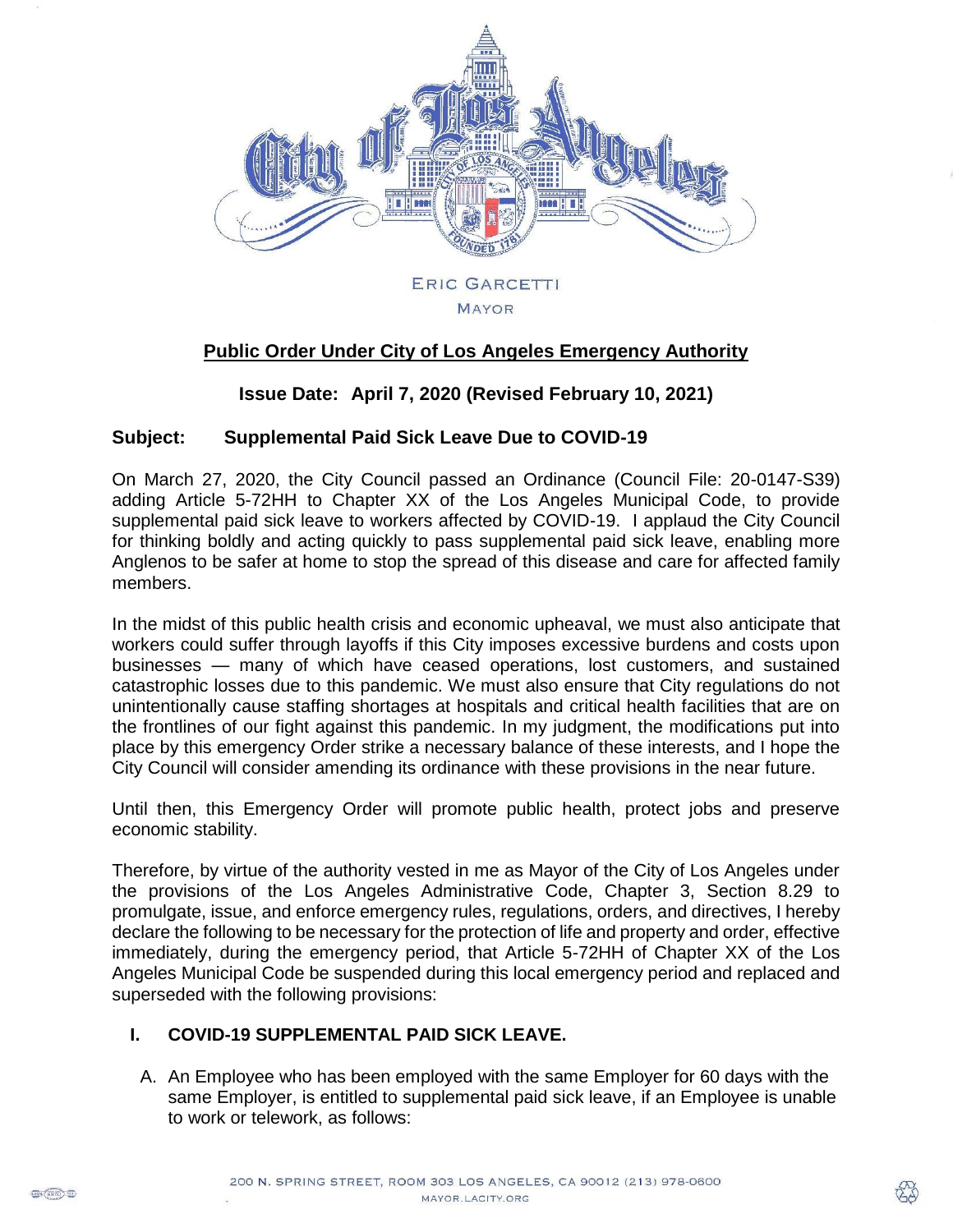ERIC GARCETTI

MAYOR

## Public Order Under City of Los Angeles Emergency Authority

**Issue Date: April 7, 2020 (Revised February 10, 2021)**

**Subject: Supplemental Paid Sick Leave Due to COVID-19**

On March 27, 2020, the City Council passed an Ordinance (Council File: 20-0147-S39) adding Article 5-72HH to Chapter XX of the Los Angeles Municipal Code, to provide supplemental paid sick leave to workers affected by COVID-19. I applaud the City Council for thinking boldly and acting quickly to pass supplemental paid sick leave, enabling more Anglenos to be safer at home to stop the spread of this disease and care for affected family members.

In the midst of this public health crisis and economic upheaval, we must also anticipate that workers could suffer through layoffs if this City imposes excessive burdens and costs upon businesses — many of which have ceased operations, lost customers, and sustained catastrophic losses due to this pandemic. We must also ensure that City regulations do not unintentionally cause staffing shortages at hospitals and critical health facilities that are on the frontlines of our fight against this pandemic. In my judgment, the modifications put into place by this emergency Order strike a necessary balance of these interests, and I hope the City Council will consider amending its ordinance with these provisions in the near future.

Until then, this Emergency Order will promote public health, protect jobs and preserve economic stability.

Therefore, by virtue of the authority vested in me as Mayor of the City of Los Angeles under the provisions of the Los Angeles Administrative Code, Chapter 3, Section 8.29 to promulgate, issue, and enforce emergency rules, regulations, orders, and directives, I hereby declare the following to be necessary for the protection of life and property and order, effective immediately, during the emergency period, that Article 5-72HH of Chapter XX of the Los Angeles Municipal Code be suspended during this local emergency period and replaced and superseded with the following provisions:

### I. COVID-19 SUPPLEMENTAL PAID SICK LEAVE.

A. An Employee who has been employed with the same Employer for 60 days with the same Employer, is entitled to supplemental paid sick leave, if an Employee is unable to work or telework, as follows: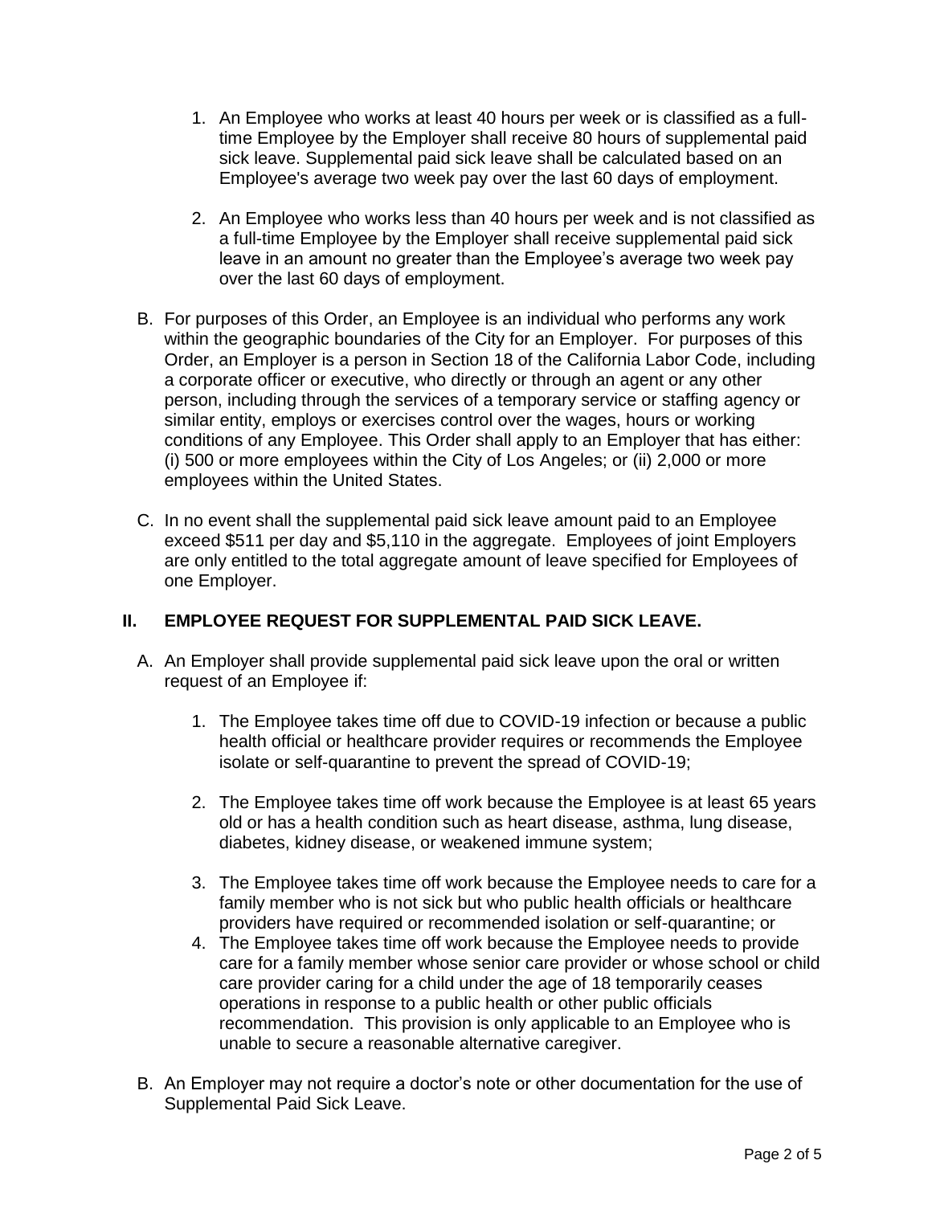1. An Employee who works at least 40 hours per week or is classified as a full-time Employee by the Employer shall receive 80 hours of supplemental paid sick leave. Supplemental paid sick leave shall be calculated based on an Employee's average two week pay over the last 60 days of employment.

2. An Employee who works less than 40 hours per week and is not classified as a full-time Employee by the Employer shall receive supplemental paid sick leave in an amount no greater than the Employee's average two week pay over the last 60 days of employment.

B. For purposes of this Order, an Employee is an individual who performs any work within the geographic boundaries of the City for an Employer. For purposes of this Order, an Employer is a person in Section 18 of the California Labor Code, including a corporate officer or executive, who directly or through an agent or any other person, including through the services of a temporary service or staffing agency or similar entity, employs or exercises control over the wages, hours or working conditions of any Employee. This Order shall apply to an Employer that has either: (i) 500 or more employees within the City of Los Angeles; or (ii) 2,000 or more employees within the United States.

C. In no event shall the supplemental paid sick leave amount paid to an Employee exceed $511 per day and $5,110 in the aggregate. Employees of joint Employers are only entitled to the total aggregate amount of leave specified for Employees of one Employer.

## II. EMPLOYEE REQUEST FOR SUPPLEMENTAL PAID SICK LEAVE.

A. An Employer shall provide supplemental paid sick leave upon the oral or written request of an Employee if:

1. The Employee takes time off due to COVID-19 infection or because a public health official or healthcare provider requires or recommends the Employee isolate or self-quarantine to prevent the spread of COVID-19;

2. The Employee takes time off work because the Employee is at least 65 years old or has a health condition such as heart disease, asthma, lung disease, diabetes, kidney disease, or weakened immune system;

3. The Employee takes time off work because the Employee needs to care for a family member who is not sick but who public health officials or healthcare providers have required or recommended isolation or self-quarantine; or

4. The Employee takes time off work because the Employee needs to provide care for a family member whose senior care provider or whose school or child care provider caring for a child under the age of 18 temporarily ceases operations in response to a public health or other public officials recommendation. This provision is only applicable to an Employee who is unable to secure a reasonable alternative caregiver.

B. An Employer may not require a doctor's note or other documentation for the use of Supplemental Paid Sick Leave.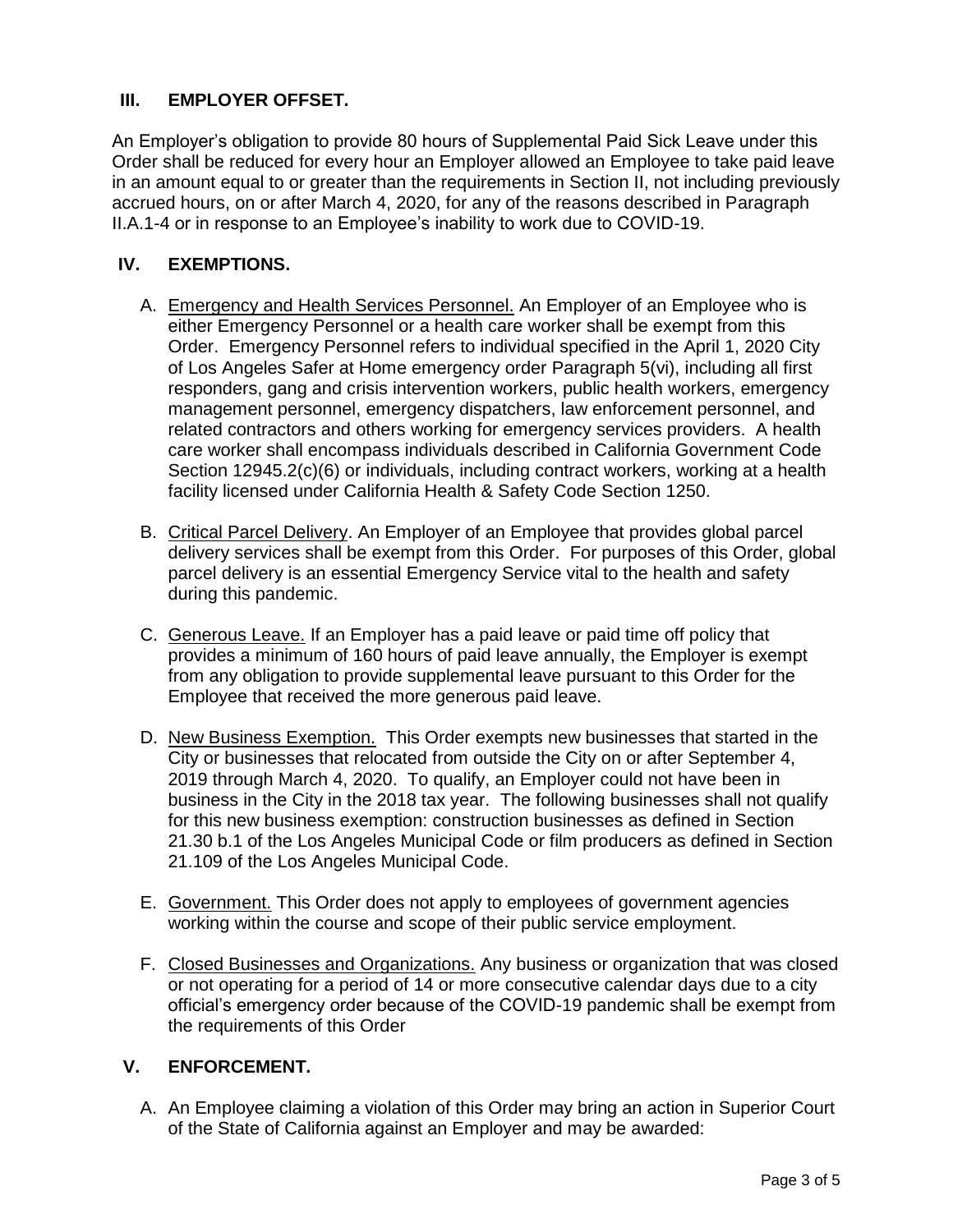## III. EMPLOYER OFFSET.

An Employer's obligation to provide 80 hours of Supplemental Paid Sick Leave under this Order shall be reduced for every hour an Employer allowed an Employee to take paid leave in an amount equal to or greater than the requirements in Section II, not including previously accrued hours, on or after March 4, 2020, for any of the reasons described in Paragraph II.A.1-4 or in response to an Employee's inability to work due to COVID-19.

## IV. EXEMPTIONS.

A. Emergency and Health Services Personnel. An Employer of an Employee who is either Emergency Personnel or a health care worker shall be exempt from this Order. Emergency Personnel refers to individual specified in the April 1, 2020 City of Los Angeles Safer at Home emergency order Paragraph 5(vi), including all first responders, gang and crisis intervention workers, public health workers, emergency management personnel, emergency dispatchers, law enforcement personnel, and related contractors and others working for emergency services providers. A health care worker shall encompass individuals described in California Government Code Section 12945.2(c)(6) or individuals, including contract workers, working at a health facility licensed under California Health & Safety Code Section 1250.

B. Critical Parcel Delivery. An Employer of an Employee that provides global parcel delivery services shall be exempt from this Order. For purposes of this Order, global parcel delivery is an essential Emergency Service vital to the health and safety during this pandemic.

C. Generous Leave. If an Employer has a paid leave or paid time off policy that provides a minimum of 160 hours of paid leave annually, the Employer is exempt from any obligation to provide supplemental leave pursuant to this Order for the Employee that received the more generous paid leave.

D. New Business Exemption. This Order exempts new businesses that started in the City or businesses that relocated from outside the City on or after September 4, 2019 through March 4, 2020. To qualify, an Employer could not have been in business in the City in the 2018 tax year. The following businesses shall not qualify for this new business exemption: construction businesses as defined in Section 21.30 b.1 of the Los Angeles Municipal Code or film producers as defined in Section 21.109 of the Los Angeles Municipal Code.

E. Government. This Order does not apply to employees of government agencies working within the course and scope of their public service employment.

F. Closed Businesses and Organizations. Any business or organization that was closed or not operating for a period of 14 or more consecutive calendar days due to a city official's emergency order because of the COVID-19 pandemic shall be exempt from the requirements of this Order

## V. ENFORCEMENT.

A. An Employee claiming a violation of this Order may bring an action in Superior Court of the State of California against an Employer and may be awarded: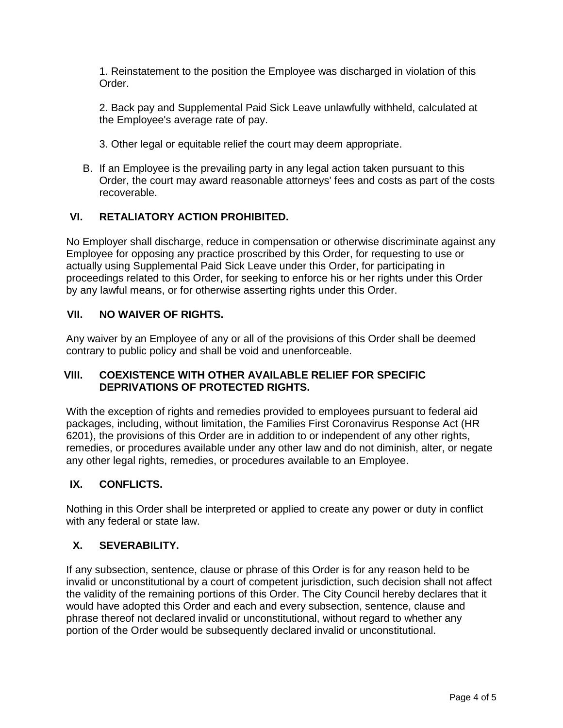1. Reinstatement to the position the Employee was discharged in violation of this Order.

2. Back pay and Supplemental Paid Sick Leave unlawfully withheld, calculated at the Employee's average rate of pay.

3. Other legal or equitable relief the court may deem appropriate.

B. If an Employee is the prevailing party in any legal action taken pursuant to this Order, the court may award reasonable attorneys' fees and costs as part of the costs recoverable.

## VI. RETALIATORY ACTION PROHIBITED.

No Employer shall discharge, reduce in compensation or otherwise discriminate against any Employee for opposing any practice proscribed by this Order, for requesting to use or actually using Supplemental Paid Sick Leave under this Order, for participating in proceedings related to this Order, for seeking to enforce his or her rights under this Order by any lawful means, or for otherwise asserting rights under this Order.

## VII. NO WAIVER OF RIGHTS.

Any waiver by an Employee of any or all of the provisions of this Order shall be deemed contrary to public policy and shall be void and unenforceable.

## VIII. COEXISTENCE WITH OTHER AVAILABLE RELIEF FOR SPECIFIC DEPRIVATIONS OF PROTECTED RIGHTS.

With the exception of rights and remedies provided to employees pursuant to federal aid packages, including, without limitation, the Families First Coronavirus Response Act (HR 6201), the provisions of this Order are in addition to or independent of any other rights, remedies, or procedures available under any other law and do not diminish, alter, or negate any other legal rights, remedies, or procedures available to an Employee.

## IX. CONFLICTS.

Nothing in this Order shall be interpreted or applied to create any power or duty in conflict with any federal or state law.

## X. SEVERABILITY.

If any subsection, sentence, clause or phrase of this Order is for any reason held to be invalid or unconstitutional by a court of competent jurisdiction, such decision shall not affect the validity of the remaining portions of this Order. The City Council hereby declares that it would have adopted this Order and each and every subsection, sentence, clause and phrase thereof not declared invalid or unconstitutional, without regard to whether any portion of the Order would be subsequently declared invalid or unconstitutional.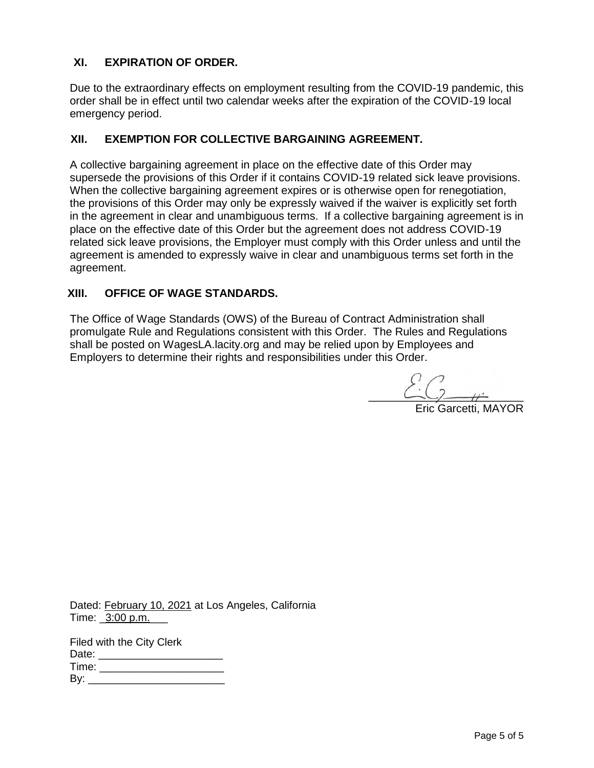## XI. EXPIRATION OF ORDER.

Due to the extraordinary effects on employment resulting from the COVID-19 pandemic, this order shall be in effect until two calendar weeks after the expiration of the COVID-19 local emergency period.

## XII. EXEMPTION FOR COLLECTIVE BARGAINING AGREEMENT.

A collective bargaining agreement in place on the effective date of this Order may supersede the provisions of this Order if it contains COVID-19 related sick leave provisions. When the collective bargaining agreement expires or is otherwise open for renegotiation, the provisions of this Order may only be expressly waived if the waiver is explicitly set forth in the agreement in clear and unambiguous terms. If a collective bargaining agreement is in place on the effective date of this Order but the agreement does not address COVID-19 related sick leave provisions, the Employer must comply with this Order unless and until the agreement is amended to expressly waive in clear and unambiguous terms set forth in the agreement.

## XIII. OFFICE OF WAGE STANDARDS.

The Office of Wage Standards (OWS) of the Bureau of Contract Administration shall promulgate Rule and Regulations consistent with this Order. The Rules and Regulations shall be posted on WagesLA.lacity.org and may be relied upon by Employees and Employers to determine their rights and responsibilities under this Order.

Eric Garcetti, MAYOR

Dated: February 10, 2021 at Los Angeles, California
Time: 3:00 p.m.

Filed with the City Clerk
Date: ______________________
Time: ______________________
By: ________________________